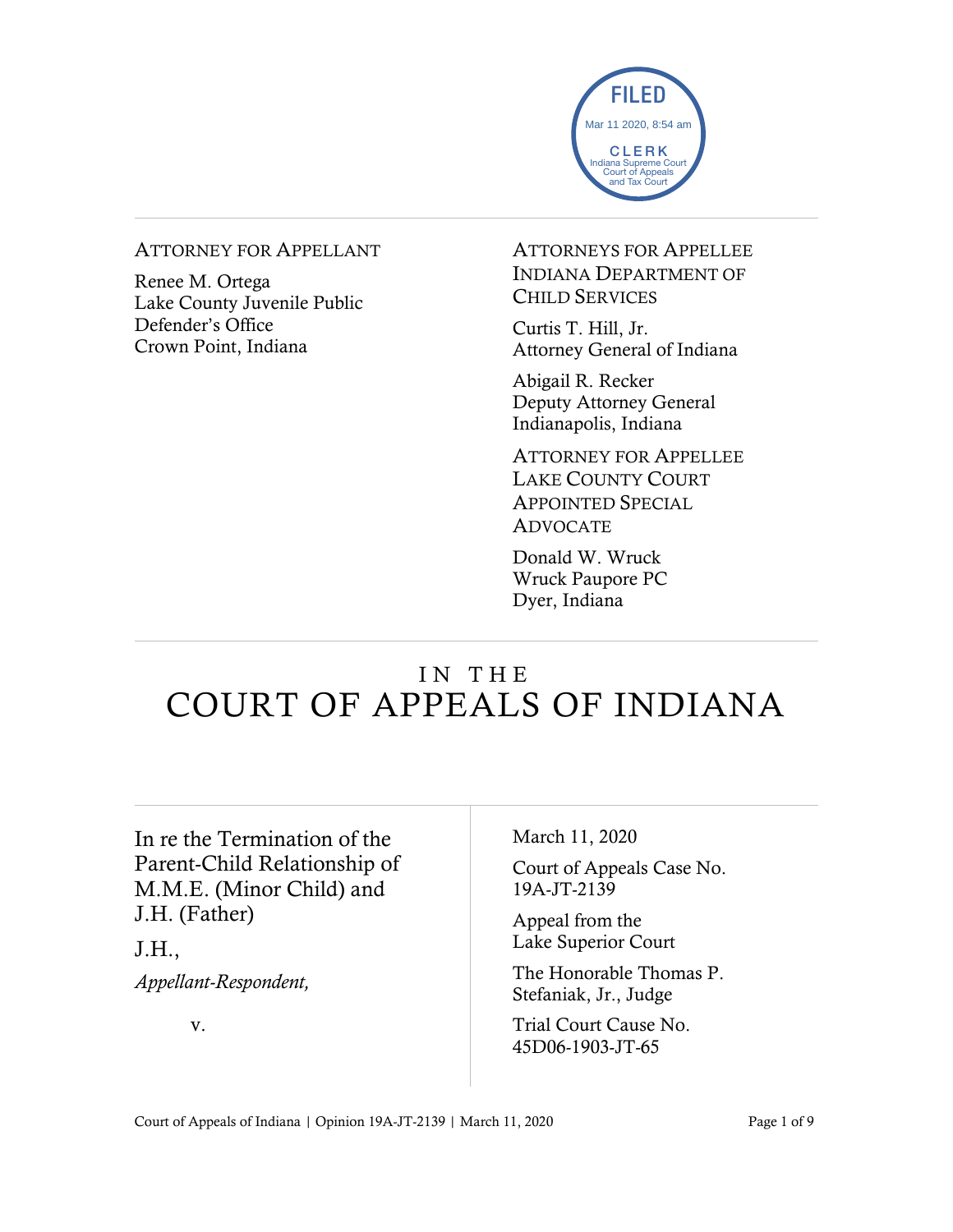FILED
Mar 11 2020, 8:54 am
CLERK
Indiana Supreme Court
Court of Appeals
and Tax Court

ATTORNEY FOR APPELLANT

Renee M. Ortega
Lake County Juvenile Public Defender's Office
Crown Point, Indiana

ATTORNEYS FOR APPELLEE INDIANA DEPARTMENT OF CHILD SERVICES

Curtis T. Hill, Jr.
Attorney General of Indiana

Abigail R. Recker
Deputy Attorney General
Indianapolis, Indiana

ATTORNEY FOR APPELLEE LAKE COUNTY COURT APPOINTED SPECIAL ADVOCATE

Donald W. Wruck
Wruck Paupore PC
Dyer, Indiana

# IN THE COURT OF APPEALS OF INDIANA

In re the Termination of the Parent-Child Relationship of M.M.E. (Minor Child) and J.H. (Father)

J.H.,

*Appellant-Respondent,*

v.

March 11, 2020

Court of Appeals Case No. 19A-JT-2139

Appeal from the Lake Superior Court

The Honorable Thomas P. Stefaniak, Jr., Judge

Trial Court Cause No. 45D06-1903-JT-65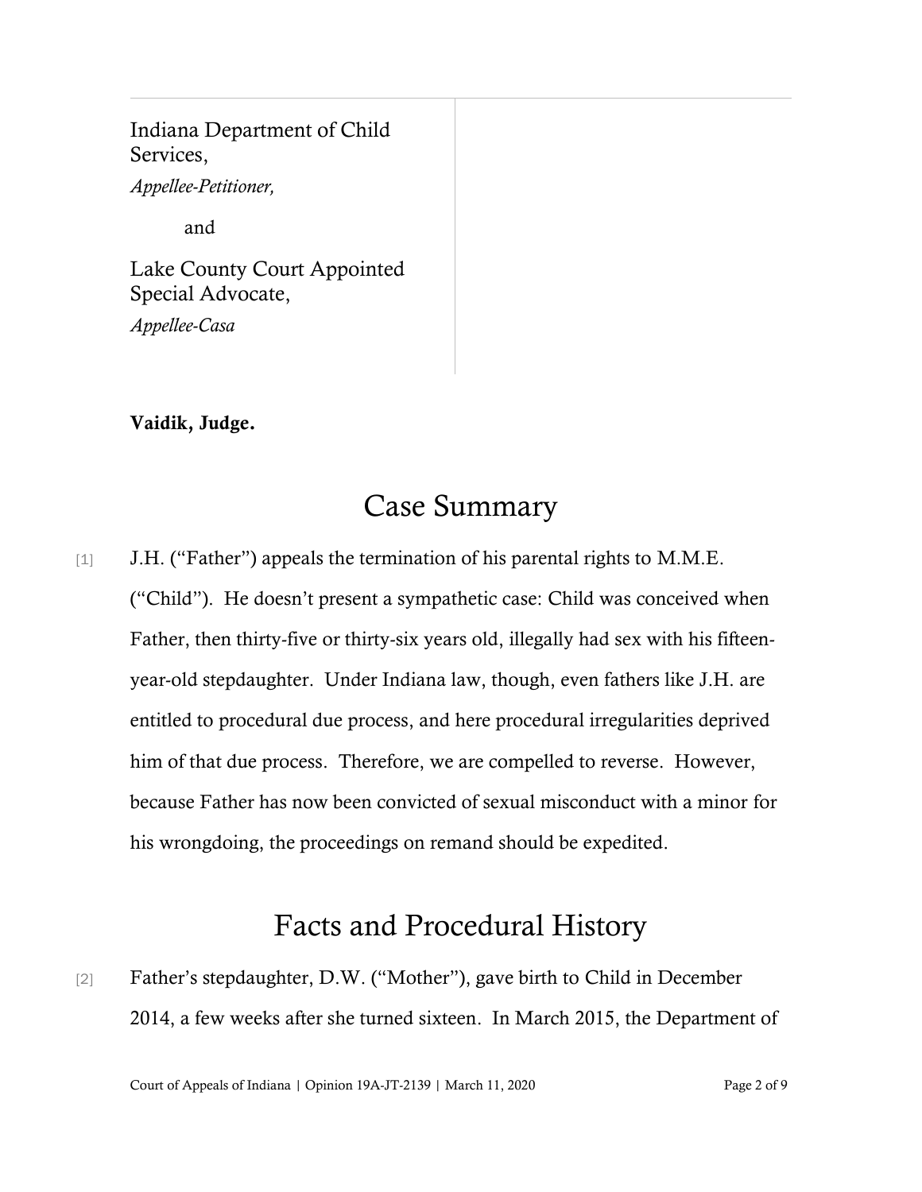Indiana Department of Child Services,
*Appellee-Petitioner,*

and

Lake County Court Appointed Special Advocate,
*Appellee-Casa*

**Vaidik, Judge.**

# Case Summary

[1] J.H. ("Father") appeals the termination of his parental rights to M.M.E. ("Child"). He doesn't present a sympathetic case: Child was conceived when Father, then thirty-five or thirty-six years old, illegally had sex with his fifteen-year-old stepdaughter. Under Indiana law, though, even fathers like J.H. are entitled to procedural due process, and here procedural irregularities deprived him of that due process. Therefore, we are compelled to reverse. However, because Father has now been convicted of sexual misconduct with a minor for his wrongdoing, the proceedings on remand should be expedited.

# Facts and Procedural History

[2] Father's stepdaughter, D.W. ("Mother"), gave birth to Child in December 2014, a few weeks after she turned sixteen. In March 2015, the Department of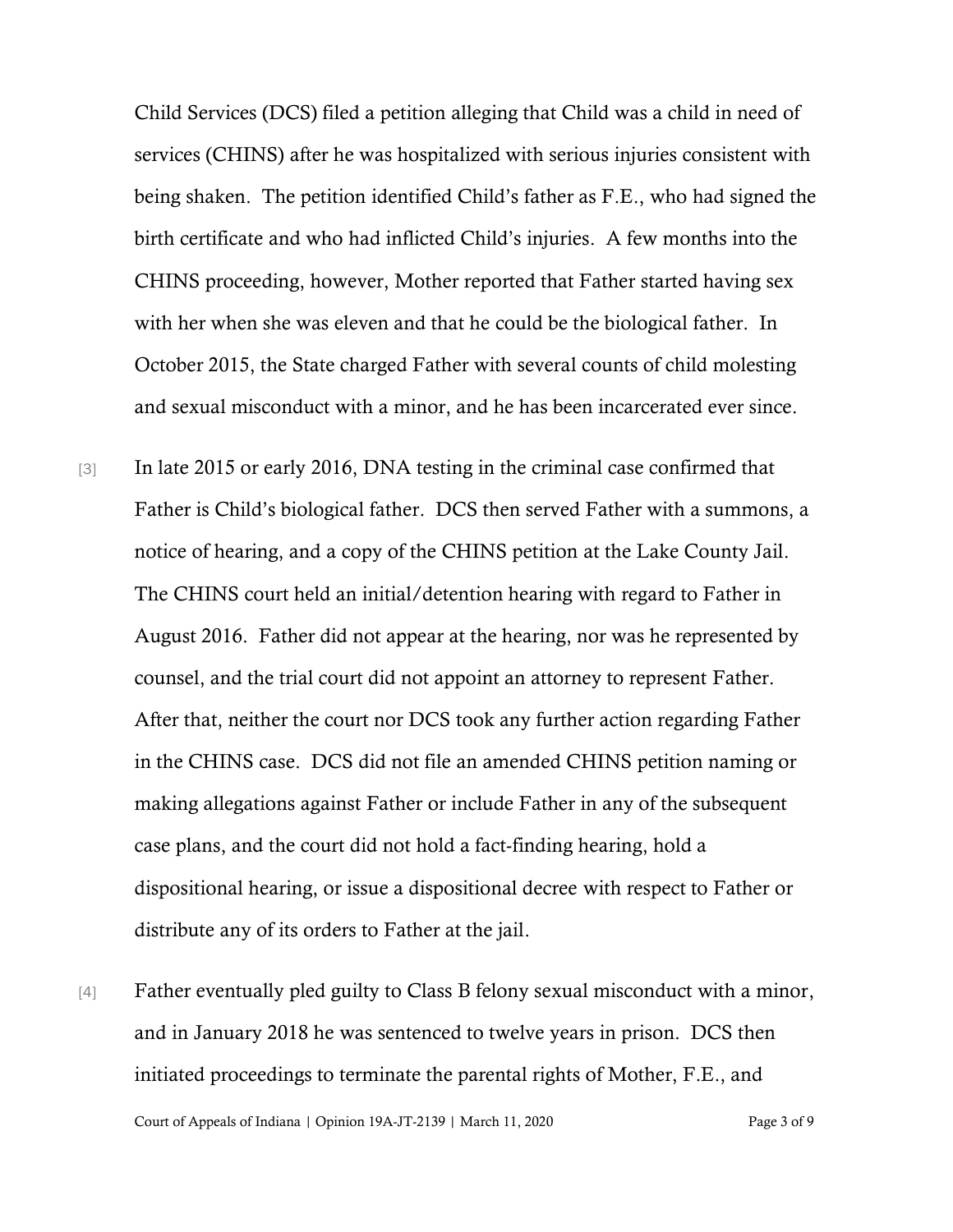Child Services (DCS) filed a petition alleging that Child was a child in need of services (CHINS) after he was hospitalized with serious injuries consistent with being shaken. The petition identified Child's father as F.E., who had signed the birth certificate and who had inflicted Child's injuries. A few months into the CHINS proceeding, however, Mother reported that Father started having sex with her when she was eleven and that he could be the biological father. In October 2015, the State charged Father with several counts of child molesting and sexual misconduct with a minor, and he has been incarcerated ever since.

[3] In late 2015 or early 2016, DNA testing in the criminal case confirmed that Father is Child's biological father. DCS then served Father with a summons, a notice of hearing, and a copy of the CHINS petition at the Lake County Jail. The CHINS court held an initial/detention hearing with regard to Father in August 2016. Father did not appear at the hearing, nor was he represented by counsel, and the trial court did not appoint an attorney to represent Father. After that, neither the court nor DCS took any further action regarding Father in the CHINS case. DCS did not file an amended CHINS petition naming or making allegations against Father or include Father in any of the subsequent case plans, and the court did not hold a fact-finding hearing, hold a dispositional hearing, or issue a dispositional decree with respect to Father or distribute any of its orders to Father at the jail.

[4] Father eventually pled guilty to Class B felony sexual misconduct with a minor, and in January 2018 he was sentenced to twelve years in prison. DCS then initiated proceedings to terminate the parental rights of Mother, F.E., and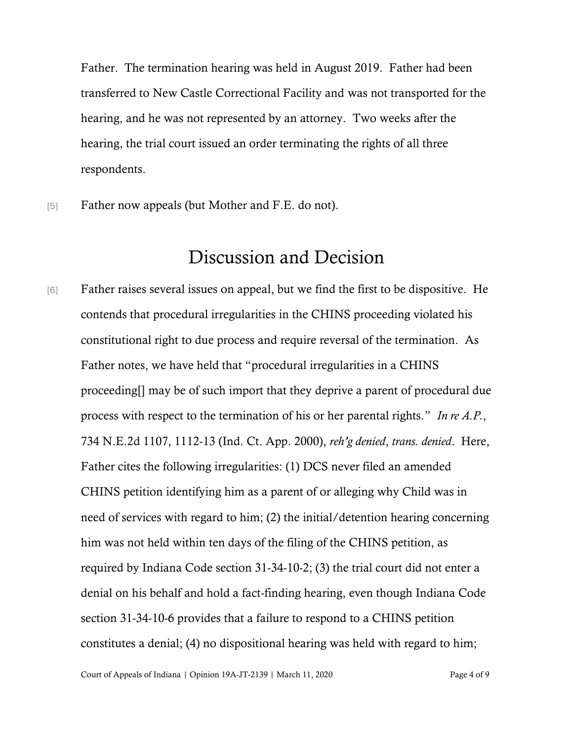Father. The termination hearing was held in August 2019. Father had been transferred to New Castle Correctional Facility and was not transported for the hearing, and he was not represented by an attorney. Two weeks after the hearing, the trial court issued an order terminating the rights of all three respondents.

[5] Father now appeals (but Mother and F.E. do not).

# Discussion and Decision

[6] Father raises several issues on appeal, but we find the first to be dispositive. He contends that procedural irregularities in the CHINS proceeding violated his constitutional right to due process and require reversal of the termination. As Father notes, we have held that "procedural irregularities in a CHINS proceeding[] may be of such import that they deprive a parent of procedural due process with respect to the termination of his or her parental rights." *In re A.P.*, 734 N.E.2d 1107, 1112-13 (Ind. Ct. App. 2000), *reh'g denied*, *trans. denied*. Here, Father cites the following irregularities: (1) DCS never filed an amended CHINS petition identifying him as a parent of or alleging why Child was in need of services with regard to him; (2) the initial/detention hearing concerning him was not held within ten days of the filing of the CHINS petition, as required by Indiana Code section 31-34-10-2; (3) the trial court did not enter a denial on his behalf and hold a fact-finding hearing, even though Indiana Code section 31-34-10-6 provides that a failure to respond to a CHINS petition constitutes a denial; (4) no dispositional hearing was held with regard to him;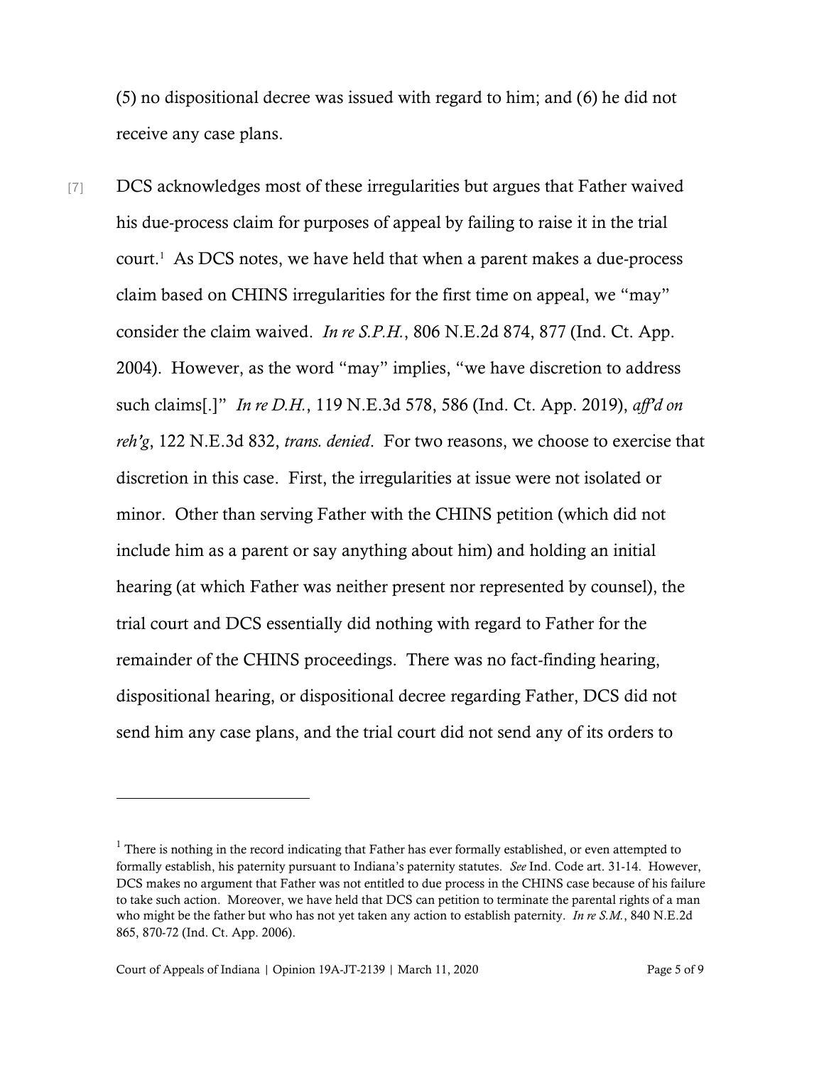(5) no dispositional decree was issued with regard to him; and (6) he did not receive any case plans.

[7] DCS acknowledges most of these irregularities but argues that Father waived his due-process claim for purposes of appeal by failing to raise it in the trial court.[1] As DCS notes, we have held that when a parent makes a due-process claim based on CHINS irregularities for the first time on appeal, we "may" consider the claim waived. *In re S.P.H.*, 806 N.E.2d 874, 877 (Ind. Ct. App. 2004). However, as the word "may" implies, "we have discretion to address such claims[.]" *In re D.H.*, 119 N.E.3d 578, 586 (Ind. Ct. App. 2019), *aff'd on reh'g*, 122 N.E.3d 832, *trans. denied*. For two reasons, we choose to exercise that discretion in this case. First, the irregularities at issue were not isolated or minor. Other than serving Father with the CHINS petition (which did not include him as a parent or say anything about him) and holding an initial hearing (at which Father was neither present nor represented by counsel), the trial court and DCS essentially did nothing with regard to Father for the remainder of the CHINS proceedings. There was no fact-finding hearing, dispositional hearing, or dispositional decree regarding Father, DCS did not send him any case plans, and the trial court did not send any of its orders to

---

[1] There is nothing in the record indicating that Father has ever formally established, or even attempted to formally establish, his paternity pursuant to Indiana's paternity statutes. *See* Ind. Code art. 31-14. However, DCS makes no argument that Father was not entitled to due process in the CHINS case because of his failure to take such action. Moreover, we have held that DCS can petition to terminate the parental rights of a man who might be the father but who has not yet taken any action to establish paternity. *In re S.M.*, 840 N.E.2d 865, 870-72 (Ind. Ct. App. 2006).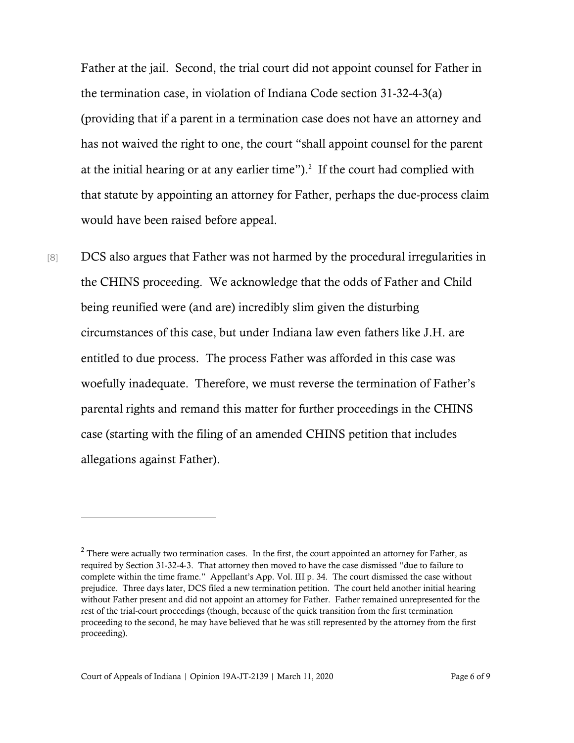Father at the jail. Second, the trial court did not appoint counsel for Father in the termination case, in violation of Indiana Code section 31-32-4-3(a) (providing that if a parent in a termination case does not have an attorney and has not waived the right to one, the court "shall appoint counsel for the parent at the initial hearing or at any earlier time").[2] If the court had complied with that statute by appointing an attorney for Father, perhaps the due-process claim would have been raised before appeal.

[8] DCS also argues that Father was not harmed by the procedural irregularities in the CHINS proceeding. We acknowledge that the odds of Father and Child being reunified were (and are) incredibly slim given the disturbing circumstances of this case, but under Indiana law even fathers like J.H. are entitled to due process. The process Father was afforded in this case was woefully inadequate. Therefore, we must reverse the termination of Father's parental rights and remand this matter for further proceedings in the CHINS case (starting with the filing of an amended CHINS petition that includes allegations against Father).

---

[2] There were actually two termination cases. In the first, the court appointed an attorney for Father, as required by Section 31-32-4-3. That attorney then moved to have the case dismissed "due to failure to complete within the time frame." Appellant's App. Vol. III p. 34. The court dismissed the case without prejudice. Three days later, DCS filed a new termination petition. The court held another initial hearing without Father present and did not appoint an attorney for Father. Father remained unrepresented for the rest of the trial-court proceedings (though, because of the quick transition from the first termination proceeding to the second, he may have believed that he was still represented by the attorney from the first proceeding).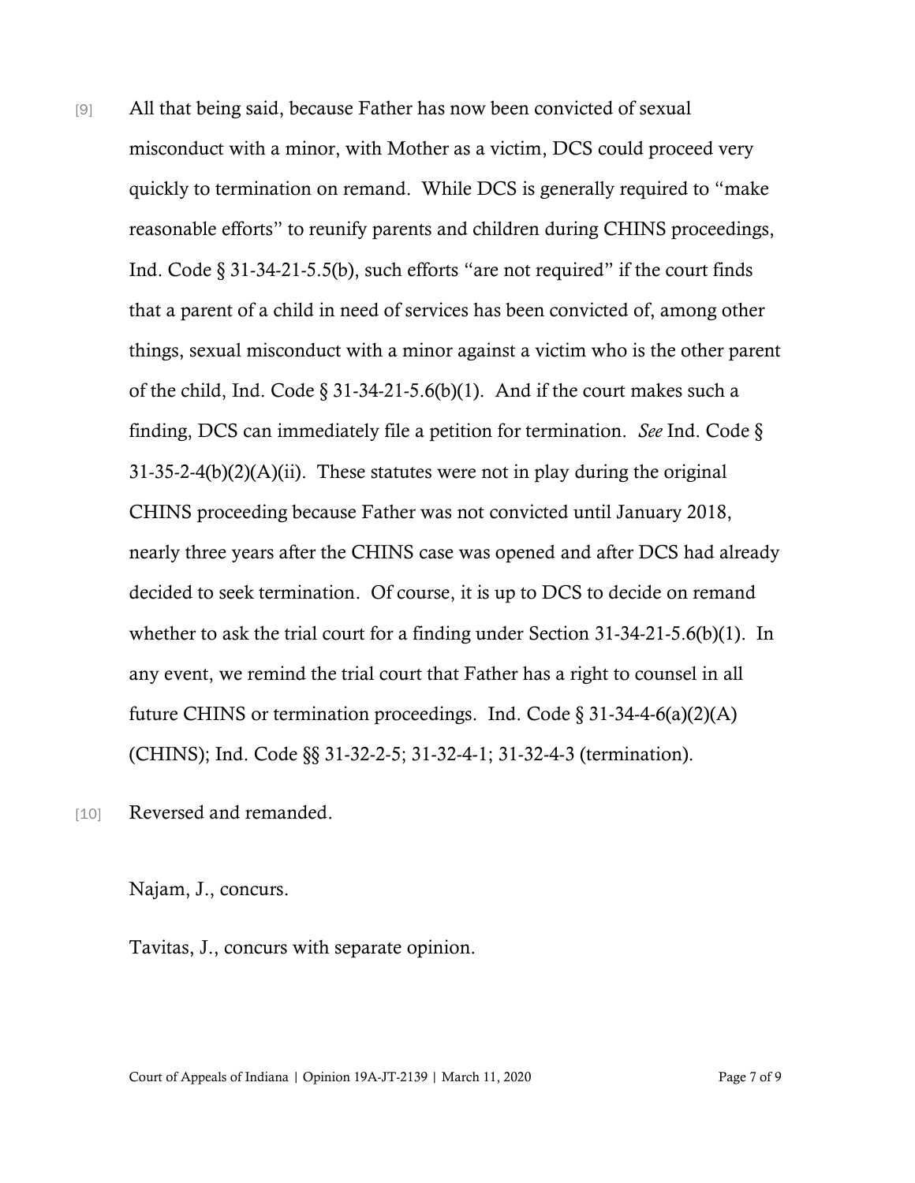[9] All that being said, because Father has now been convicted of sexual misconduct with a minor, with Mother as a victim, DCS could proceed very quickly to termination on remand. While DCS is generally required to "make reasonable efforts" to reunify parents and children during CHINS proceedings, Ind. Code § 31-34-21-5.5(b), such efforts "are not required" if the court finds that a parent of a child in need of services has been convicted of, among other things, sexual misconduct with a minor against a victim who is the other parent of the child, Ind. Code § 31-34-21-5.6(b)(1). And if the court makes such a finding, DCS can immediately file a petition for termination. *See* Ind. Code § 31-35-2-4(b)(2)(A)(ii). These statutes were not in play during the original CHINS proceeding because Father was not convicted until January 2018, nearly three years after the CHINS case was opened and after DCS had already decided to seek termination. Of course, it is up to DCS to decide on remand whether to ask the trial court for a finding under Section 31-34-21-5.6(b)(1). In any event, we remind the trial court that Father has a right to counsel in all future CHINS or termination proceedings. Ind. Code § 31-34-4-6(a)(2)(A) (CHINS); Ind. Code §§ 31-32-2-5; 31-32-4-1; 31-32-4-3 (termination).

[10] Reversed and remanded.

Najam, J., concurs.

Tavitas, J., concurs with separate opinion.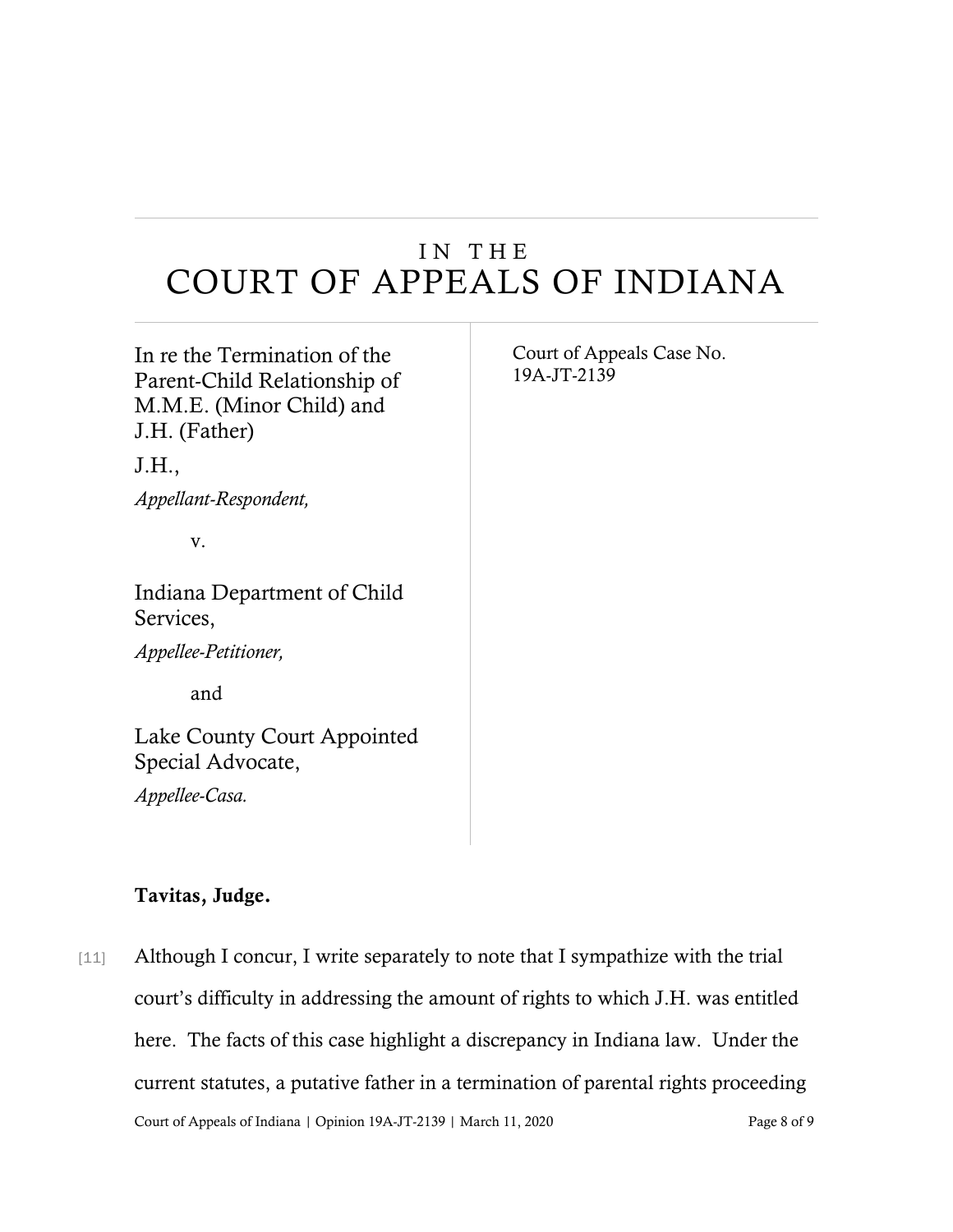# IN THE COURT OF APPEALS OF INDIANA

In re the Termination of the Parent-Child Relationship of M.M.E. (Minor Child) and J.H. (Father)

J.H.,

*Appellant-Respondent,*

v.

Indiana Department of Child Services,

*Appellee-Petitioner,*

and

Lake County Court Appointed Special Advocate,

*Appellee-Casa.*

Court of Appeals Case No. 19A-JT-2139

**Tavitas, Judge.**

[11] Although I concur, I write separately to note that I sympathize with the trial court's difficulty in addressing the amount of rights to which J.H. was entitled here. The facts of this case highlight a discrepancy in Indiana law. Under the current statutes, a putative father in a termination of parental rights proceeding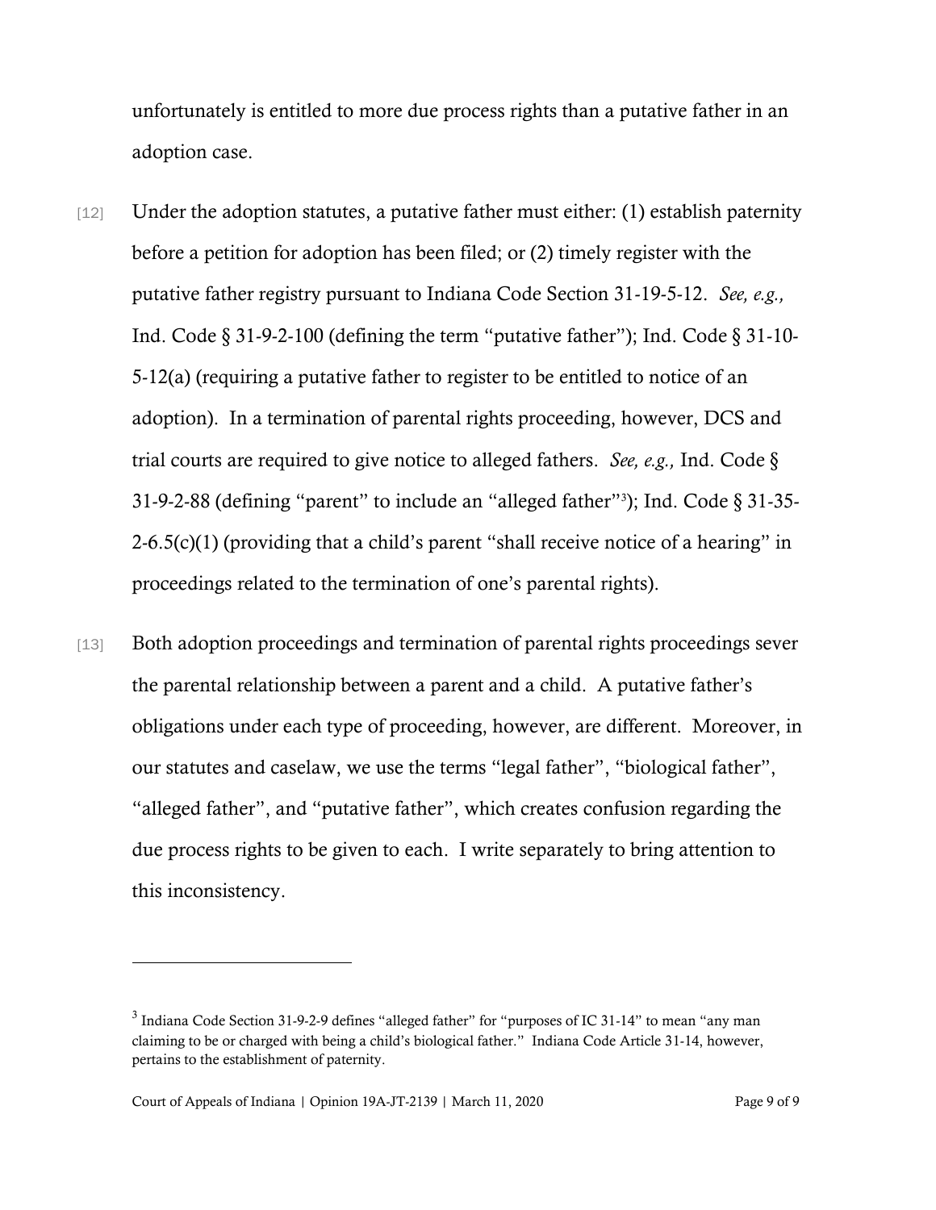unfortunately is entitled to more due process rights than a putative father in an adoption case.

[12] Under the adoption statutes, a putative father must either: (1) establish paternity before a petition for adoption has been filed; or (2) timely register with the putative father registry pursuant to Indiana Code Section 31-19-5-12. *See, e.g.,* Ind. Code § 31-9-2-100 (defining the term "putative father"); Ind. Code § 31-10-5-12(a) (requiring a putative father to register to be entitled to notice of an adoption). In a termination of parental rights proceeding, however, DCS and trial courts are required to give notice to alleged fathers. *See, e.g.,* Ind. Code § 31-9-2-88 (defining "parent" to include an "alleged father"[3]); Ind. Code § 31-35-2-6.5(c)(1) (providing that a child's parent "shall receive notice of a hearing" in proceedings related to the termination of one's parental rights).

[13] Both adoption proceedings and termination of parental rights proceedings sever the parental relationship between a parent and a child. A putative father's obligations under each type of proceeding, however, are different. Moreover, in our statutes and caselaw, we use the terms "legal father", "biological father", "alleged father", and "putative father", which creates confusion regarding the due process rights to be given to each. I write separately to bring attention to this inconsistency.

---

[3] Indiana Code Section 31-9-2-9 defines "alleged father" for "purposes of IC 31-14" to mean "any man claiming to be or charged with being a child's biological father." Indiana Code Article 31-14, however, pertains to the establishment of paternity.